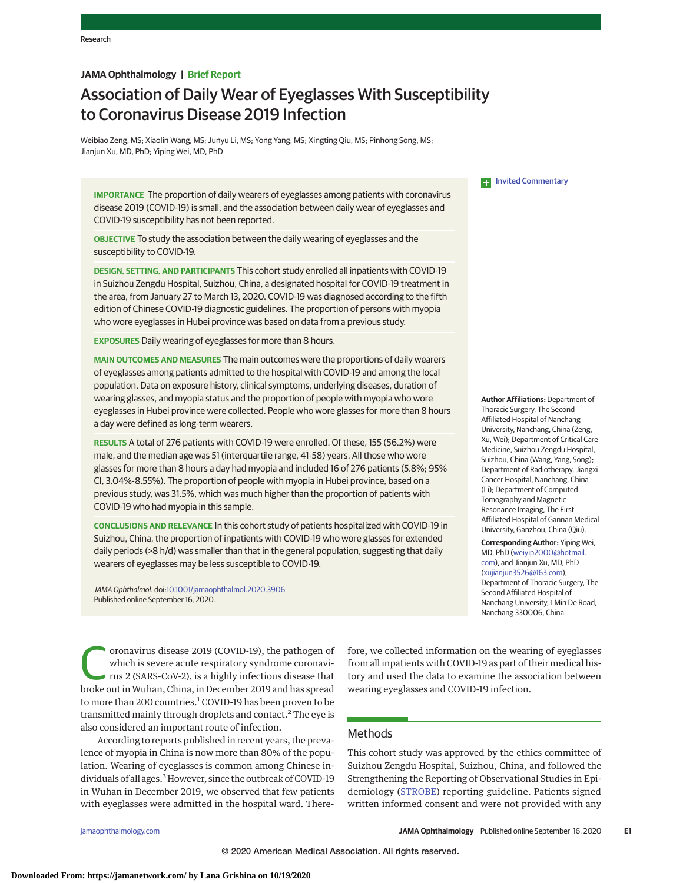Research

**JAMA Ophthalmology | Brief Report**

# Association of Daily Wear of Eyeglasses With Susceptibility to Coronavirus Disease 2019 Infection

Weibiao Zeng, MS; Xiaolin Wang, MS; Junyu Li, MS; Yong Yang, MS; Xingting Qiu, MS; Pinhong Song, MS; Jianjun Xu, MD, PhD; Yiping Wei, MD, PhD

**IMPORTANCE** The proportion of daily wearers of eyeglasses among patients with coronavirus disease 2019 (COVID-19) is small, and the association between daily wear of eyeglasses and COVID-19 susceptibility has not been reported.

**OBJECTIVE** To study the association between the daily wearing of eyeglasses and the susceptibility to COVID-19.

**DESIGN, SETTING, AND PARTICIPANTS** This cohort study enrolled all inpatients with COVID-19 in Suizhou Zengdu Hospital, Suizhou, China, a designated hospital for COVID-19 treatment in the area, from January 27 to March 13, 2020. COVID-19 was diagnosed according to the fifth edition of Chinese COVID-19 diagnostic guidelines. The proportion of persons with myopia who wore eyeglasses in Hubei province was based on data from a previous study.

**EXPOSURES** Daily wearing of eyeglasses for more than 8 hours.

**MAIN OUTCOMES AND MEASURES** The main outcomes were the proportions of daily wearers of eyeglasses among patients admitted to the hospital with COVID-19 and among the local population. Data on exposure history, clinical symptoms, underlying diseases, duration of wearing glasses, and myopia status and the proportion of people with myopia who wore eyeglasses in Hubei province were collected. People who wore glasses for more than 8 hours a day were defined as long-term wearers.

**RESULTS** A total of 276 patients with COVID-19 were enrolled. Of these, 155 (56.2%) were male, and the median age was 51 (interquartile range, 41-58) years. All those who wore glasses for more than 8 hours a day had myopia and included 16 of 276 patients (5.8%; 95% CI, 3.04%-8.55%). The proportion of people with myopia in Hubei province, based on a previous study, was 31.5%, which was much higher than the proportion of patients with COVID-19 who had myopia in this sample.

**CONCLUSIONS AND RELEVANCE** In this cohort study of patients hospitalized with COVID-19 in Suizhou, China, the proportion of inpatients with COVID-19 who wore glasses for extended daily periods (>8 h/d) was smaller than that in the general population, suggesting that daily wearers of eyeglasses may be less susceptible to COVID-19.

*JAMA Ophthalmol*. doi:10.1001/jamaophthalmol.2020.3906
Published online September 16, 2020.

Invited Commentary

**Author Affiliations:** Department of Thoracic Surgery, The Second Affiliated Hospital of Nanchang University, Nanchang, China (Zeng, Xu, Wei); Department of Critical Care Medicine, Suizhou Zengdu Hospital, Suizhou, China (Wang, Yang, Song); Department of Radiotherapy, Jiangxi Cancer Hospital, Nanchang, China (Li); Department of Computed Tomography and Magnetic Resonance Imaging, The First Affiliated Hospital of Gannan Medical University, Ganzhou, China (Qiu).

**Corresponding Author:** Yiping Wei, MD, PhD (weiyip2000@hotmail.com), and Jianjun Xu, MD, PhD (xujianjun3526@163.com), Department of Thoracic Surgery, The Second Affiliated Hospital of Nanchang University, 1 Min De Road, Nanchang 330006, China.

Coronavirus disease 2019 (COVID-19), the pathogen of which is severe acute respiratory syndrome coronavirus 2 (SARS-CoV-2), is a highly infectious disease that broke out in Wuhan, China, in December 2019 and has spread to more than 200 countries.[1] COVID-19 has been proven to be transmitted mainly through droplets and contact.[2] The eye is also considered an important route of infection.

According to reports published in recent years, the prevalence of myopia in China is now more than 80% of the population. Wearing of eyeglasses is common among Chinese individuals of all ages.[3] However, since the outbreak of COVID-19 in Wuhan in December 2019, we observed that few patients with eyeglasses were admitted in the hospital ward. Therefore, we collected information on the wearing of eyeglasses from all inpatients with COVID-19 as part of their medical history and used the data to examine the association between wearing eyeglasses and COVID-19 infection.

## Methods

This cohort study was approved by the ethics committee of Suizhou Zengdu Hospital, Suizhou, China, and followed the Strengthening the Reporting of Observational Studies in Epidemiology (STROBE) reporting guideline. Patients signed written informed consent and were not provided with any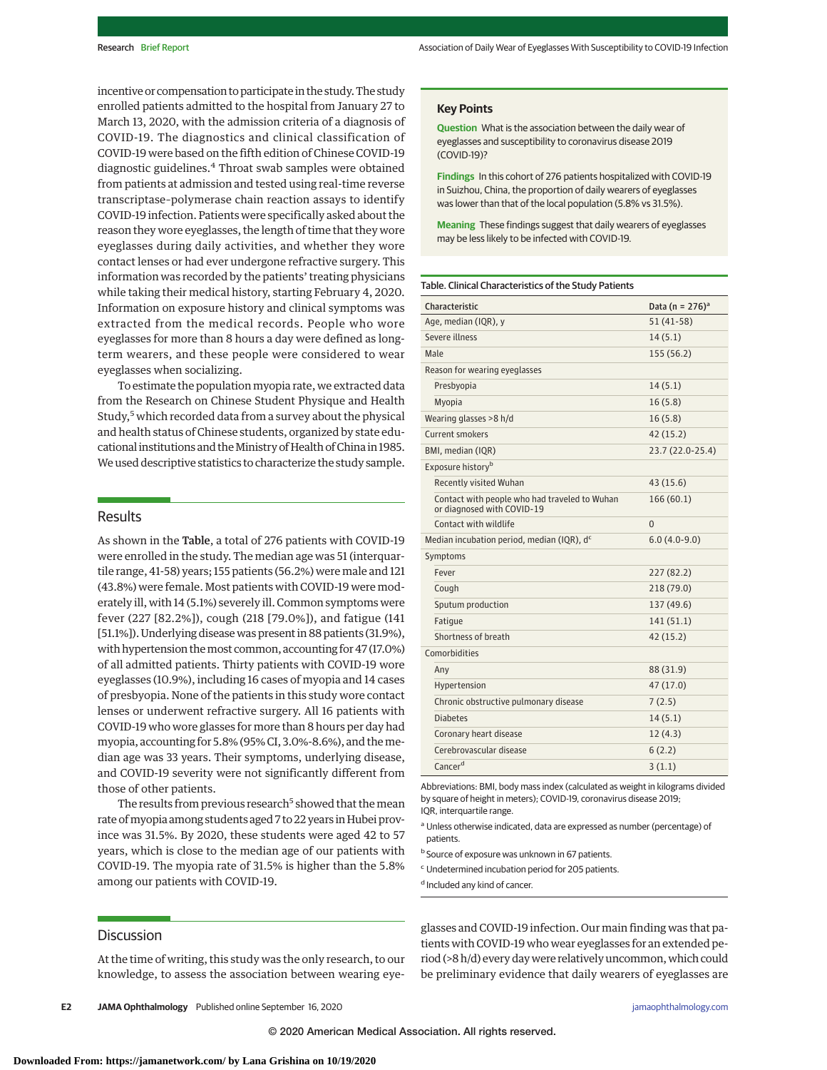incentive or compensation to participate in the study. The study enrolled patients admitted to the hospital from January 27 to March 13, 2020, with the admission criteria of a diagnosis of COVID-19. The diagnostics and clinical classification of COVID-19 were based on the fifth edition of Chinese COVID-19 diagnostic guidelines.[4] Throat swab samples were obtained from patients at admission and tested using real-time reverse transcriptase–polymerase chain reaction assays to identify COVID-19 infection. Patients were specifically asked about the reason they wore eyeglasses, the length of time that they wore eyeglasses during daily activities, and whether they wore contact lenses or had ever undergone refractive surgery. This information was recorded by the patients' treating physicians while taking their medical history, starting February 4, 2020. Information on exposure history and clinical symptoms was extracted from the medical records. People who wore eyeglasses for more than 8 hours a day were defined as long-term wearers, and these people were considered to wear eyeglasses when socializing.

To estimate the population myopia rate, we extracted data from the Research on Chinese Student Physique and Health Study,[5] which recorded data from a survey about the physical and health status of Chinese students, organized by state educational institutions and the Ministry of Health of China in 1985. We used descriptive statistics to characterize the study sample.

## Key Points

**Question** What is the association between the daily wear of eyeglasses and susceptibility to coronavirus disease 2019 (COVID-19)?

**Findings** In this cohort of 276 patients hospitalized with COVID-19 in Suizhou, China, the proportion of daily wearers of eyeglasses was lower than that of the local population (5.8% vs 31.5%).

**Meaning** These findings suggest that daily wearers of eyeglasses may be less likely to be infected with COVID-19.

## Results

As shown in the **Table**, a total of 276 patients with COVID-19 were enrolled in the study. The median age was 51 (interquartile range, 41-58) years; 155 patients (56.2%) were male and 121 (43.8%) were female. Most patients with COVID-19 were moderately ill, with 14 (5.1%) severely ill. Common symptoms were fever (227 [82.2%]), cough (218 [79.0%]), and fatigue (141 [51.1%]). Underlying disease was present in 88 patients (31.9%), with hypertension the most common, accounting for 47 (17.0%) of all admitted patients. Thirty patients with COVID-19 wore eyeglasses (10.9%), including 16 cases of myopia and 14 cases of presbyopia. None of the patients in this study wore contact lenses or underwent refractive surgery. All 16 patients with COVID-19 who wore glasses for more than 8 hours per day had myopia, accounting for 5.8% (95% CI, 3.0%-8.6%), and the median age was 33 years. Their symptoms, underlying disease, and COVID-19 severity were not significantly different from those of other patients.

The results from previous research[5] showed that the mean rate of myopia among students aged 7 to 22 years in Hubei province was 31.5%. By 2020, these students were aged 42 to 57 years, which is close to the median age of our patients with COVID-19. The myopia rate of 31.5% is higher than the 5.8% among our patients with COVID-19.

Table. Clinical Characteristics of the Study Patients

| Characteristic | Data (n = 276)[a] |
|---|---|
| Age, median (IQR), y | 51 (41-58) |
| Severe illness | 14 (5.1) |
| Male | 155 (56.2) |
| Reason for wearing eyeglasses | |
| Presbyopia | 14 (5.1) |
| Myopia | 16 (5.8) |
| Wearing glasses >8 h/d | 16 (5.8) |
| Current smokers | 42 (15.2) |
| BMI, median (IQR) | 23.7 (22.0-25.4) |
| Exposure history[b] | |
| Recently visited Wuhan | 43 (15.6) |
| Contact with people who had traveled to Wuhan or diagnosed with COVID-19 | 166 (60.1) |
| Contact with wildlife | 0 |
| Median incubation period, median (IQR), d[c] | 6.0 (4.0-9.0) |
| Symptoms | |
| Fever | 227 (82.2) |
| Cough | 218 (79.0) |
| Sputum production | 137 (49.6) |
| Fatigue | 141 (51.1) |
| Shortness of breath | 42 (15.2) |
| Comorbidities | |
| Any | 88 (31.9) |
| Hypertension | 47 (17.0) |
| Chronic obstructive pulmonary disease | 7 (2.5) |
| Diabetes | 14 (5.1) |
| Coronary heart disease | 12 (4.3) |
| Cerebrovascular disease | 6 (2.2) |
| Cancer[d] | 3 (1.1) |

Abbreviations: BMI, body mass index (calculated as weight in kilograms divided by square of height in meters); COVID-19, coronavirus disease 2019; IQR, interquartile range.

[a] Unless otherwise indicated, data are expressed as number (percentage) of patients.

[b] Source of exposure was unknown in 67 patients.

[c] Undetermined incubation period for 205 patients.

[d] Included any kind of cancer.

## Discussion

At the time of writing, this study was the only research, to our knowledge, to assess the association between wearing eyeglasses and COVID-19 infection. Our main finding was that patients with COVID-19 who wear eyeglasses for an extended period (>8 h/d) every day were relatively uncommon, which could be preliminary evidence that daily wearers of eyeglasses are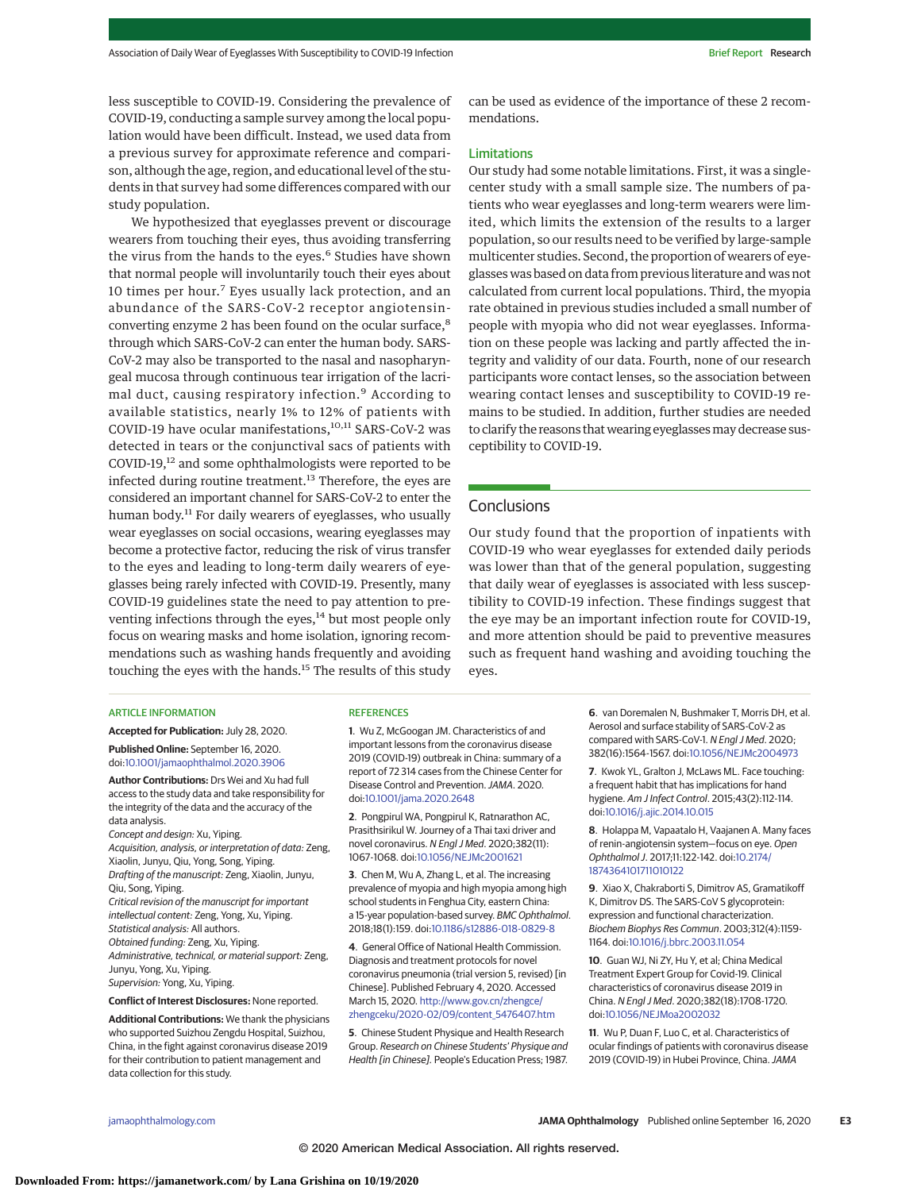less susceptible to COVID-19. Considering the prevalence of COVID-19, conducting a sample survey among the local population would have been difficult. Instead, we used data from a previous survey for approximate reference and comparison, although the age, region, and educational level of the students in that survey had some differences compared with our study population.

We hypothesized that eyeglasses prevent or discourage wearers from touching their eyes, thus avoiding transferring the virus from the hands to the eyes.[6] Studies have shown that normal people will involuntarily touch their eyes about 10 times per hour.[7] Eyes usually lack protection, and an abundance of the SARS-CoV-2 receptor angiotensin-converting enzyme 2 has been found on the ocular surface,[8] through which SARS-CoV-2 can enter the human body. SARS-CoV-2 may also be transported to the nasal and nasopharyngeal mucosa through continuous tear irrigation of the lacrimal duct, causing respiratory infection.[9] According to available statistics, nearly 1% to 12% of patients with COVID-19 have ocular manifestations,[10,11] SARS-CoV-2 was detected in tears or the conjunctival sacs of patients with COVID-19,[12] and some ophthalmologists were reported to be infected during routine treatment.[13] Therefore, the eyes are considered an important channel for SARS-CoV-2 to enter the human body.[11] For daily wearers of eyeglasses, who usually wear eyeglasses on social occasions, wearing eyeglasses may become a protective factor, reducing the risk of virus transfer to the eyes and leading to long-term daily wearers of eyeglasses being rarely infected with COVID-19. Presently, many COVID-19 guidelines state the need to pay attention to preventing infections through the eyes,[14] but most people only focus on wearing masks and home isolation, ignoring recommendations such as washing hands frequently and avoiding touching the eyes with the hands.[15] The results of this study can be used as evidence of the importance of these 2 recommendations.

### Limitations

Our study had some notable limitations. First, it was a single-center study with a small sample size. The numbers of patients who wear eyeglasses and long-term wearers were limited, which limits the extension of the results to a larger population, so our results need to be verified by large-sample multicenter studies. Second, the proportion of wearers of eyeglasses was based on data from previous literature and was not calculated from current local populations. Third, the myopia rate obtained in previous studies included a small number of people with myopia who did not wear eyeglasses. Information on these people was lacking and partly affected the integrity and validity of our data. Fourth, none of our research participants wore contact lenses, so the association between wearing contact lenses and susceptibility to COVID-19 remains to be studied. In addition, further studies are needed to clarify the reasons that wearing eyeglasses may decrease susceptibility to COVID-19.

## Conclusions

Our study found that the proportion of inpatients with COVID-19 who wear eyeglasses for extended daily periods was lower than that of the general population, suggesting that daily wear of eyeglasses is associated with less susceptibility to COVID-19 infection. These findings suggest that the eye may be an important infection route for COVID-19, and more attention should be paid to preventive measures such as frequent hand washing and avoiding touching the eyes.

ARTICLE INFORMATION

**Accepted for Publication:** July 28, 2020.

**Published Online:** September 16, 2020. doi:10.1001/jamaophthalmol.2020.3906

**Author Contributions:** Drs Wei and Xu had full access to the study data and take responsibility for the integrity of the data and the accuracy of the data analysis.
*Concept and design:* Xu, Yiping.
*Acquisition, analysis, or interpretation of data:* Zeng, Xiaolin, Junyu, Qiu, Yong, Song, Yiping.
*Drafting of the manuscript:* Zeng, Xiaolin, Junyu, Qiu, Song, Yiping.
*Critical revision of the manuscript for important intellectual content:* Zeng, Yong, Xu, Yiping.
*Statistical analysis:* All authors.
*Obtained funding:* Zeng, Xu, Yiping.
*Administrative, technical, or material support:* Zeng, Junyu, Yong, Xu, Yiping.
*Supervision:* Yong, Xu, Yiping.

**Conflict of Interest Disclosures:** None reported.

**Additional Contributions:** We thank the physicians who supported Suizhou Zengdu Hospital, Suizhou, China, in the fight against coronavirus disease 2019 for their contribution to patient management and data collection for this study.

REFERENCES

1. Wu Z, McGoogan JM. Characteristics of and important lessons from the coronavirus disease 2019 (COVID-19) outbreak in China: summary of a report of 72 314 cases from the Chinese Center for Disease Control and Prevention. *JAMA*. 2020. doi:10.1001/jama.2020.2648

2. Pongpirul WA, Pongpirul K, Ratnarathon AC, Prasithsirikul W. Journey of a Thai taxi driver and novel coronavirus. *N Engl J Med*. 2020;382(11):1067-1068. doi:10.1056/NEJMc2001621

3. Chen M, Wu A, Zhang L, et al. The increasing prevalence of myopia and high myopia among high school students in Fenghua City, eastern China: a 15-year population-based survey. *BMC Ophthalmol*. 2018;18(1):159. doi:10.1186/s12886-018-0829-8

4. General Office of National Health Commission. Diagnosis and treatment protocols for novel coronavirus pneumonia (trial version 5, revised) [in Chinese]. Published February 4, 2020. Accessed March 15, 2020. http://www.gov.cn/zhengce/zhengceku/2020-02/09/content_5476407.htm

5. Chinese Student Physique and Health Research Group. *Research on Chinese Students' Physique and Health [in Chinese]*. People's Education Press; 1987.

6. van Doremalen N, Bushmaker T, Morris DH, et al. Aerosol and surface stability of SARS-CoV-2 as compared with SARS-CoV-1. *N Engl J Med*. 2020;382(16):1564-1567. doi:10.1056/NEJMc2004973

7. Kwok YL, Gralton J, McLaws ML. Face touching: a frequent habit that has implications for hand hygiene. *Am J Infect Control*. 2015;43(2):112-114. doi:10.1016/j.ajic.2014.10.015

8. Holappa M, Vapaatalo H, Vaajanen A. Many faces of renin-angiotensin system—focus on eye. *Open Ophthalmol J*. 2017;11:122-142. doi:10.2174/1874364101711010122

9. Xiao X, Chakraborti S, Dimitrov AS, Gramatikoff K, Dimitrov DS. The SARS-CoV S glycoprotein: expression and functional characterization. *Biochem Biophys Res Commun*. 2003;312(4):1159-1164. doi:10.1016/j.bbrc.2003.11.054

10. Guan WJ, Ni ZY, Hu Y, et al; China Medical Treatment Expert Group for Covid-19. Clinical characteristics of coronavirus disease 2019 in China. *N Engl J Med*. 2020;382(18):1708-1720. doi:10.1056/NEJMoa2002032

11. Wu P, Duan F, Luo C, et al. Characteristics of ocular findings of patients with coronavirus disease 2019 (COVID-19) in Hubei Province, China. *JAMA*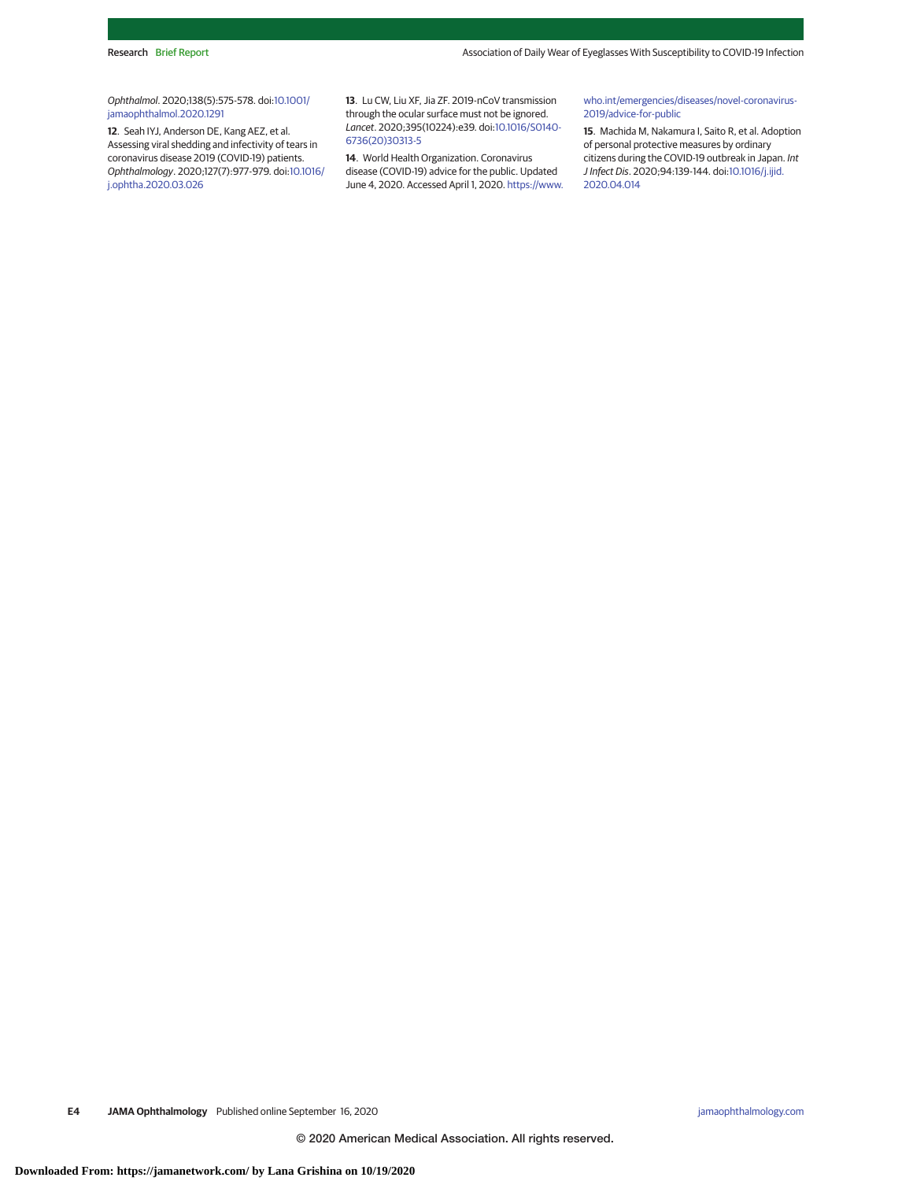*Ophthalmol*. 2020;138(5):575-578. doi:10.1001/jamaophthalmol.2020.1291

**12**. Seah IYJ, Anderson DE, Kang AEZ, et al. Assessing viral shedding and infectivity of tears in coronavirus disease 2019 (COVID-19) patients. *Ophthalmology*. 2020;127(7):977-979. doi:10.1016/j.ophtha.2020.03.026

**13**. Lu CW, Liu XF, Jia ZF. 2019-nCoV transmission through the ocular surface must not be ignored. *Lancet*. 2020;395(10224):e39. doi:10.1016/S0140-6736(20)30313-5

**14**. World Health Organization. Coronavirus disease (COVID-19) advice for the public. Updated June 4, 2020. Accessed April 1, 2020. https://www.who.int/emergencies/diseases/novel-coronavirus-2019/advice-for-public

**15**. Machida M, Nakamura I, Saito R, et al. Adoption of personal protective measures by ordinary citizens during the COVID-19 outbreak in Japan. *Int J Infect Dis*. 2020;94:139-144. doi:10.1016/j.ijid.2020.04.014

© 2020 American Medical Association. All rights reserved.

Downloaded From: https://jamanetwork.com/ by Lana Grishina on 10/19/2020